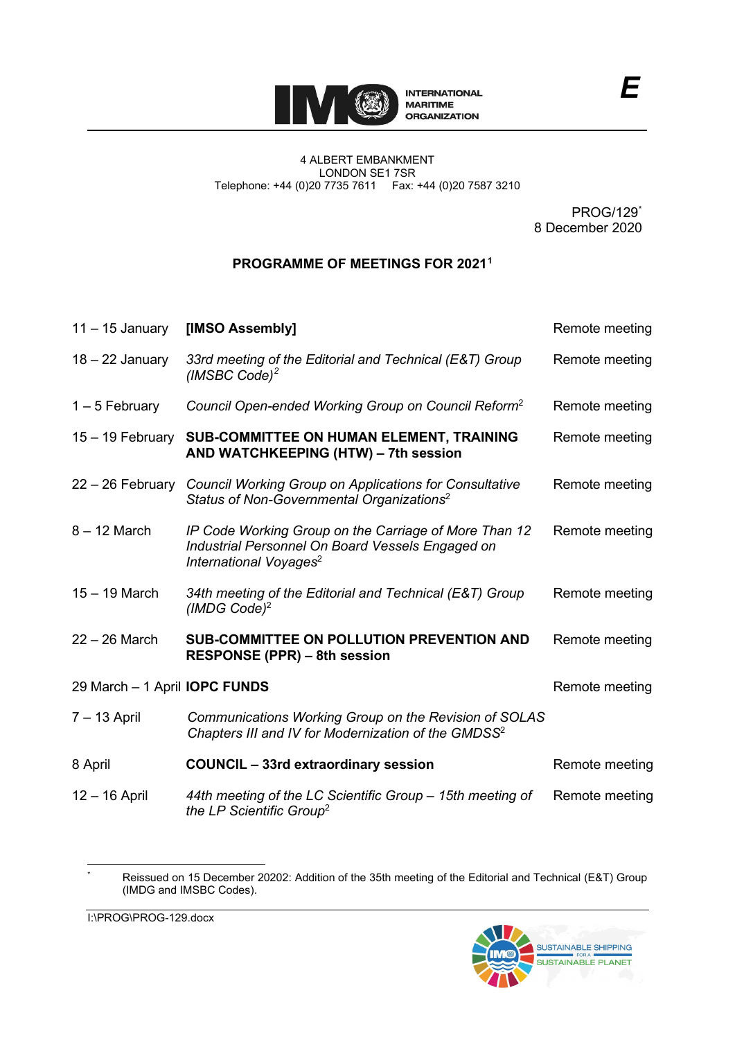INTERNATIONAL MARITIME ORGANIZATION

E

4 ALBERT EMBANKMENT
LONDON SE1 7SR
Telephone: +44 (0)20 7735 7611 Fax: +44 (0)20 7587 3210

PROG/129*
8 December 2020

## PROGRAMME OF MEETINGS FOR 2021[1]

| | | |
|---|---|---|
| 11 – 15 January | **[IMSO Assembly]** | Remote meeting |
| 18 – 22 January | *33rd meeting of the Editorial and Technical (E&T) Group (IMSBC Code)*[2] | Remote meeting |
| 1 – 5 February | *Council Open-ended Working Group on Council Reform*[2] | Remote meeting |
| 15 – 19 February | **SUB-COMMITTEE ON HUMAN ELEMENT, TRAINING AND WATCHKEEPING (HTW) – 7th session** | Remote meeting |
| 22 – 26 February | *Council Working Group on Applications for Consultative Status of Non-Governmental Organizations*[2] | Remote meeting |
| 8 – 12 March | *IP Code Working Group on the Carriage of More Than 12 Industrial Personnel On Board Vessels Engaged on International Voyages*[2] | Remote meeting |
| 15 – 19 March | *34th meeting of the Editorial and Technical (E&T) Group (IMDG Code)*[2] | Remote meeting |
| 22 – 26 March | **SUB-COMMITTEE ON POLLUTION PREVENTION AND RESPONSE (PPR) – 8th session** | Remote meeting |
| 29 March – 1 April | **IOPC FUNDS** | Remote meeting |
| 7 – 13 April | *Communications Working Group on the Revision of SOLAS Chapters III and IV for Modernization of the GMDSS*[2] | |
| 8 April | **COUNCIL – 33rd extraordinary session** | Remote meeting |
| 12 – 16 April | *44th meeting of the LC Scientific Group – 15th meeting of the LP Scientific Group*[2] | Remote meeting |

---

\* Reissued on 15 December 20202: Addition of the 35th meeting of the Editorial and Technical (E&T) Group (IMDG and IMSBC Codes).

I:\PROG\PROG-129.docx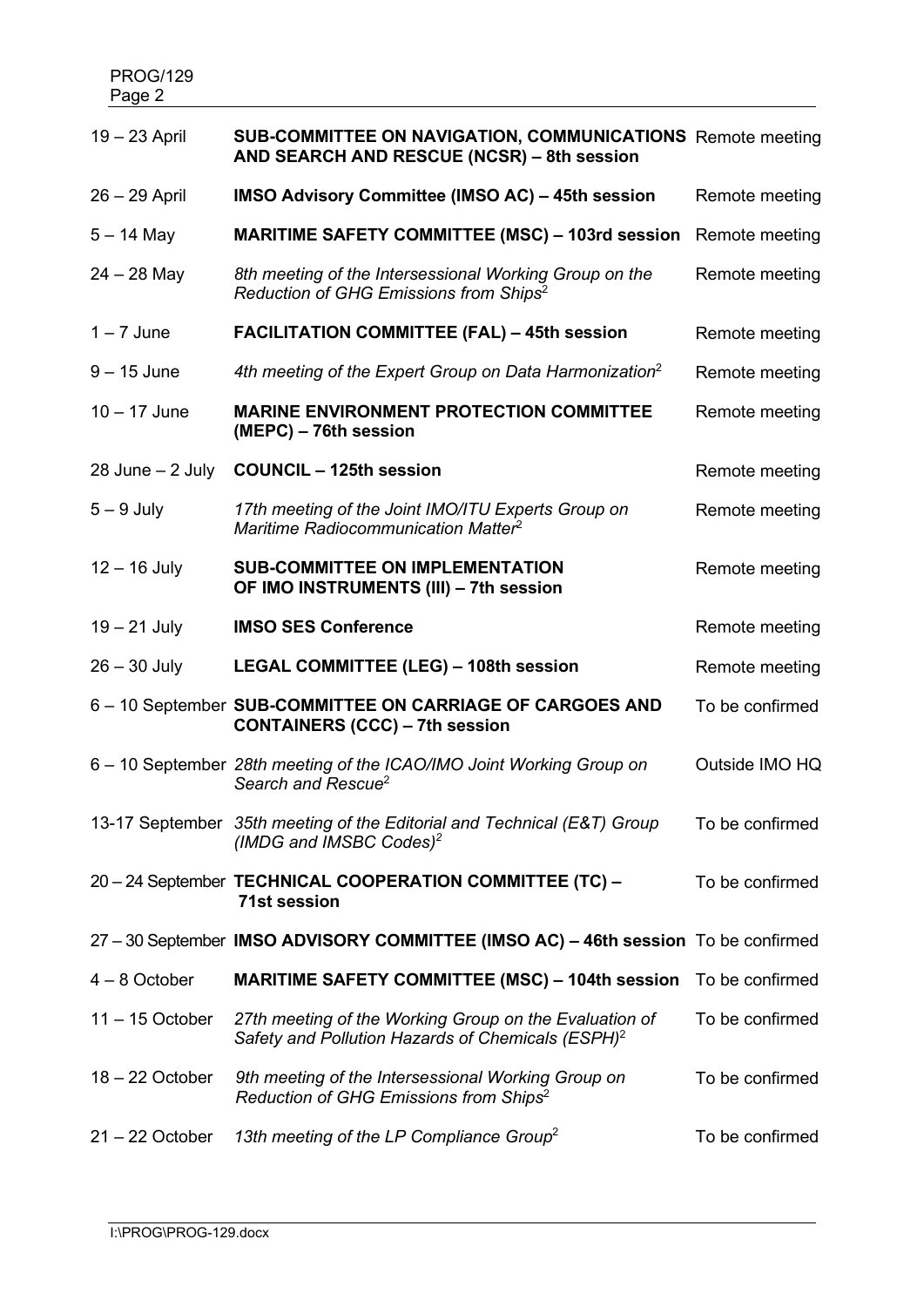| | | |
|---|---|---|
| 19 – 23 April | **SUB-COMMITTEE ON NAVIGATION, COMMUNICATIONS AND SEARCH AND RESCUE (NCSR) – 8th session** | Remote meeting |
| 26 – 29 April | **IMSO Advisory Committee (IMSO AC) – 45th session** | Remote meeting |
| 5 – 14 May | **MARITIME SAFETY COMMITTEE (MSC) – 103rd session** | Remote meeting |
| 24 – 28 May | *8th meeting of the Intersessional Working Group on the Reduction of GHG Emissions from Ships*[2] | Remote meeting |
| 1 – 7 June | **FACILITATION COMMITTEE (FAL) – 45th session** | Remote meeting |
| 9 – 15 June | *4th meeting of the Expert Group on Data Harmonization*[2] | Remote meeting |
| 10 – 17 June | **MARINE ENVIRONMENT PROTECTION COMMITTEE (MEPC) – 76th session** | Remote meeting |
| 28 June – 2 July | **COUNCIL – 125th session** | Remote meeting |
| 5 – 9 July | *17th meeting of the Joint IMO/ITU Experts Group on Maritime Radiocommunication Matter*[2] | Remote meeting |
| 12 – 16 July | **SUB-COMMITTEE ON IMPLEMENTATION OF IMO INSTRUMENTS (III) – 7th session** | Remote meeting |
| 19 – 21 July | **IMSO SES Conference** | Remote meeting |
| 26 – 30 July | **LEGAL COMMITTEE (LEG) – 108th session** | Remote meeting |
| 6 – 10 September | **SUB-COMMITTEE ON CARRIAGE OF CARGOES AND CONTAINERS (CCC) – 7th session** | To be confirmed |
| 6 – 10 September | *28th meeting of the ICAO/IMO Joint Working Group on Search and Rescue*[2] | Outside IMO HQ |
| 13-17 September | *35th meeting of the Editorial and Technical (E&T) Group (IMDG and IMSBC Codes)*[2] | To be confirmed |
| 20 – 24 September | **TECHNICAL COOPERATION COMMITTEE (TC) – 71st session** | To be confirmed |
| 27 – 30 September | **IMSO ADVISORY COMMITTEE (IMSO AC) – 46th session** | To be confirmed |
| 4 – 8 October | **MARITIME SAFETY COMMITTEE (MSC) – 104th session** | To be confirmed |
| 11 – 15 October | *27th meeting of the Working Group on the Evaluation of Safety and Pollution Hazards of Chemicals (ESPH)*[2] | To be confirmed |
| 18 – 22 October | *9th meeting of the Intersessional Working Group on Reduction of GHG Emissions from Ships*[2] | To be confirmed |
| 21 – 22 October | *13th meeting of the LP Compliance Group*[2] | To be confirmed |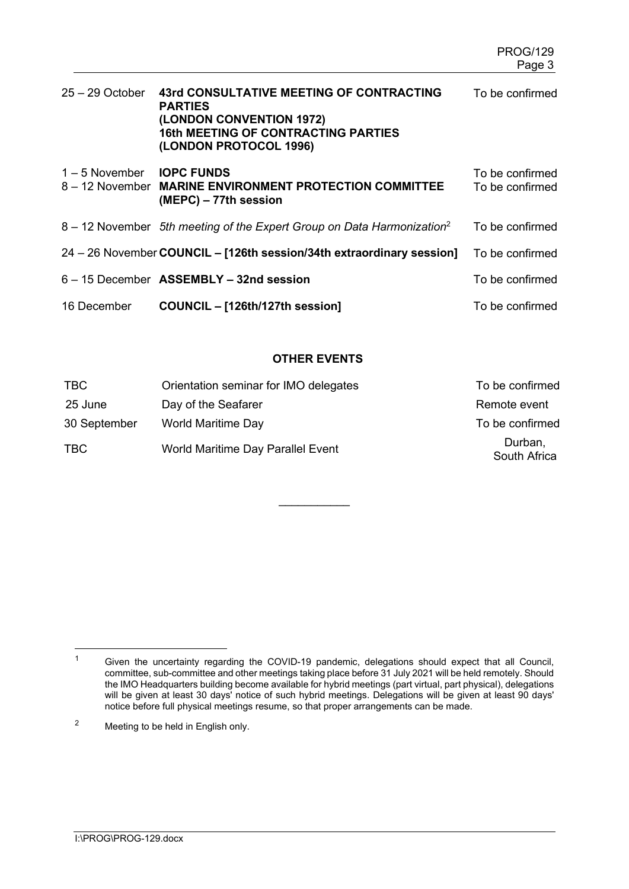| | | |
|---|---|---|
| 25 – 29 October | **43rd CONSULTATIVE MEETING OF CONTRACTING PARTIES (LONDON CONVENTION 1972) 16th MEETING OF CONTRACTING PARTIES (LONDON PROTOCOL 1996)** | To be confirmed |
| 1 – 5 November | **IOPC FUNDS** | To be confirmed |
| 8 – 12 November | **MARINE ENVIRONMENT PROTECTION COMMITTEE (MEPC) – 77th session** | To be confirmed |
| 8 – 12 November | *5th meeting of the Expert Group on Data Harmonization*[2] | To be confirmed |
| 24 – 26 November | **COUNCIL – [126th session/34th extraordinary session]** | To be confirmed |
| 6 – 15 December | **ASSEMBLY – 32nd session** | To be confirmed |
| 16 December | **COUNCIL – [126th/127th session]** | To be confirmed |

**OTHER EVENTS**

| | | |
|---|---|---|
| TBC | Orientation seminar for IMO delegates | To be confirmed |
| 25 June | Day of the Seafarer | Remote event |
| 30 September | World Maritime Day | To be confirmed |
| TBC | World Maritime Day Parallel Event | Durban, South Africa |

___________

[1] Given the uncertainty regarding the COVID-19 pandemic, delegations should expect that all Council, committee, sub-committee and other meetings taking place before 31 July 2021 will be held remotely. Should the IMO Headquarters building become available for hybrid meetings (part virtual, part physical), delegations will be given at least 30 days' notice of such hybrid meetings. Delegations will be given at least 90 days' notice before full physical meetings resume, so that proper arrangements can be made.

[2] Meeting to be held in English only.